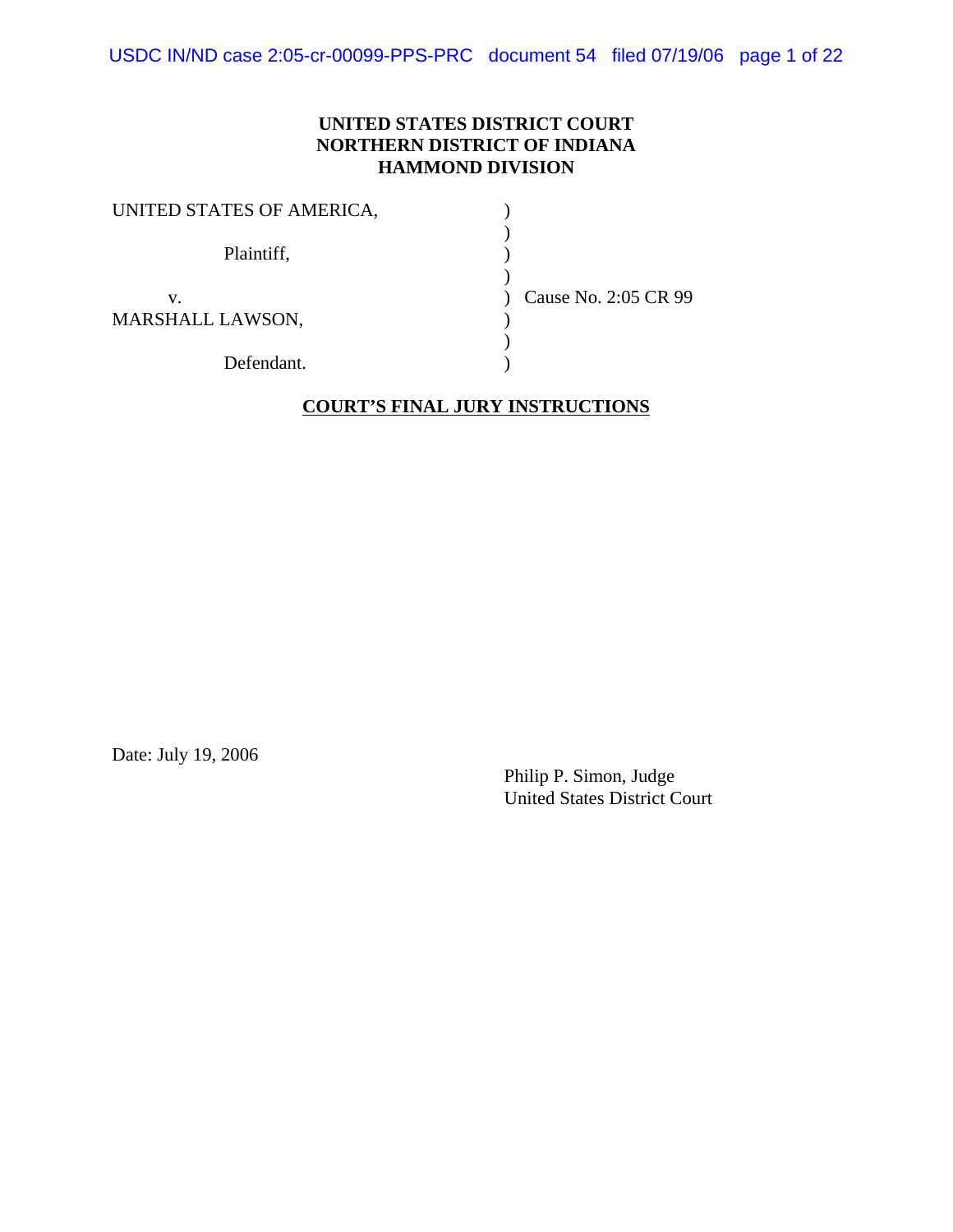**UNITED STATES DISTRICT COURT**
**NORTHERN DISTRICT OF INDIANA**
**HAMMOND DIVISION**

UNITED STATES OF AMERICA, )
)
Plaintiff, )
)
v. ) Cause No. 2:05 CR 99
MARSHALL LAWSON, )
)
Defendant. )

**COURT'S FINAL JURY INSTRUCTIONS**

Date: July 19, 2006

Philip P. Simon, Judge
United States District Court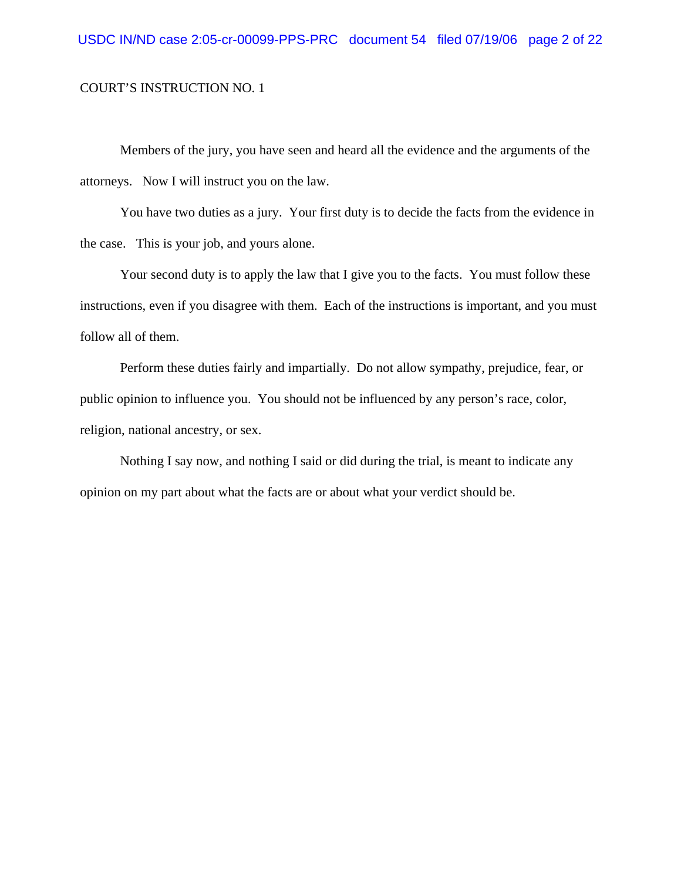COURT’S INSTRUCTION NO. 1

Members of the jury, you have seen and heard all the evidence and the arguments of the attorneys. Now I will instruct you on the law.

You have two duties as a jury. Your first duty is to decide the facts from the evidence in the case. This is your job, and yours alone.

Your second duty is to apply the law that I give you to the facts. You must follow these instructions, even if you disagree with them. Each of the instructions is important, and you must follow all of them.

Perform these duties fairly and impartially. Do not allow sympathy, prejudice, fear, or public opinion to influence you. You should not be influenced by any person’s race, color, religion, national ancestry, or sex.

Nothing I say now, and nothing I said or did during the trial, is meant to indicate any opinion on my part about what the facts are or about what your verdict should be.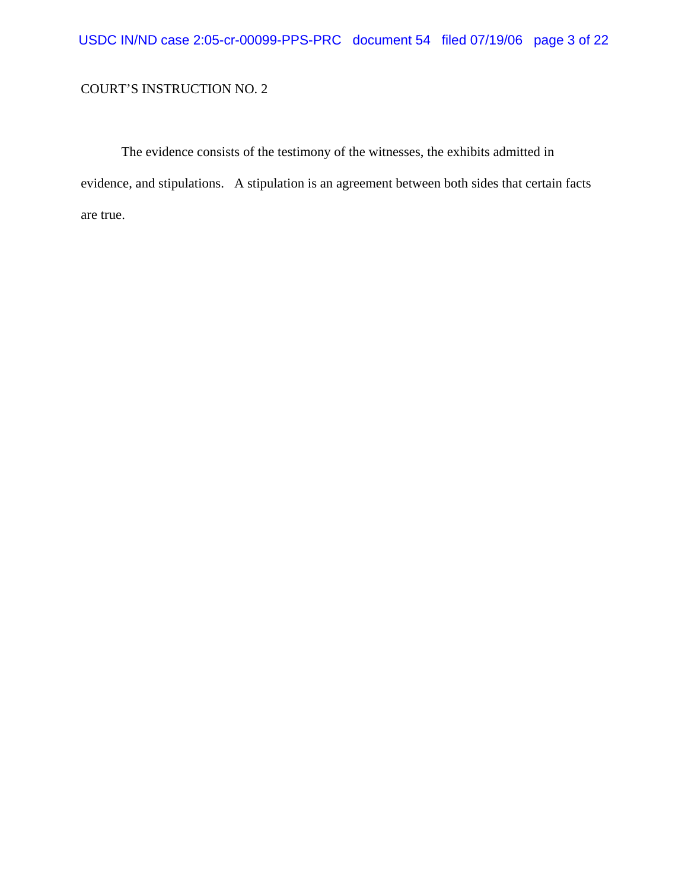COURT'S INSTRUCTION NO. 2

The evidence consists of the testimony of the witnesses, the exhibits admitted in evidence, and stipulations. A stipulation is an agreement between both sides that certain facts are true.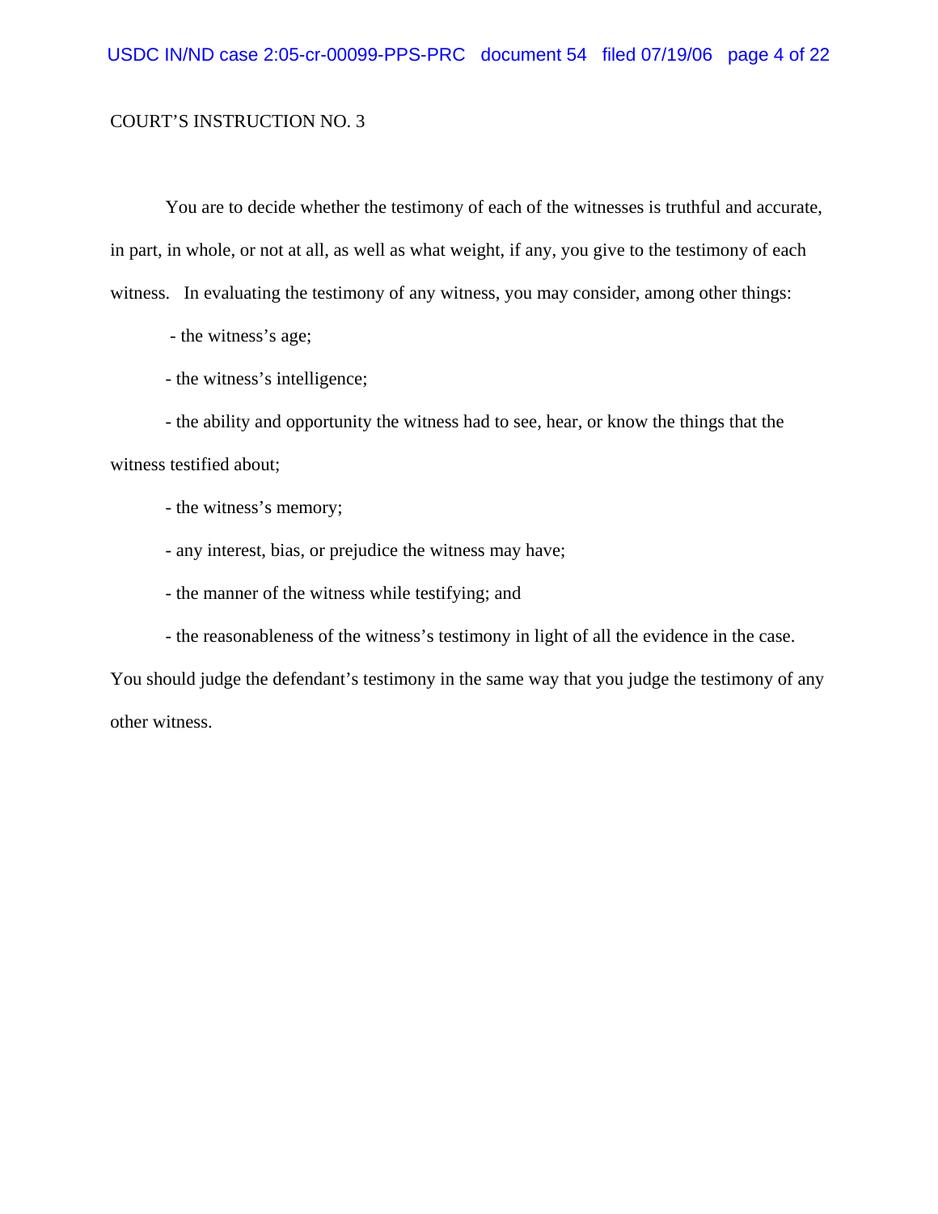COURT'S INSTRUCTION NO. 3

You are to decide whether the testimony of each of the witnesses is truthful and accurate, in part, in whole, or not at all, as well as what weight, if any, you give to the testimony of each witness. In evaluating the testimony of any witness, you may consider, among other things:

- the witness's age;
- the witness's intelligence;
- the ability and opportunity the witness had to see, hear, or know the things that the witness testified about;
- the witness's memory;
- any interest, bias, or prejudice the witness may have;
- the manner of the witness while testifying; and
- the reasonableness of the witness's testimony in light of all the evidence in the case.

You should judge the defendant's testimony in the same way that you judge the testimony of any other witness.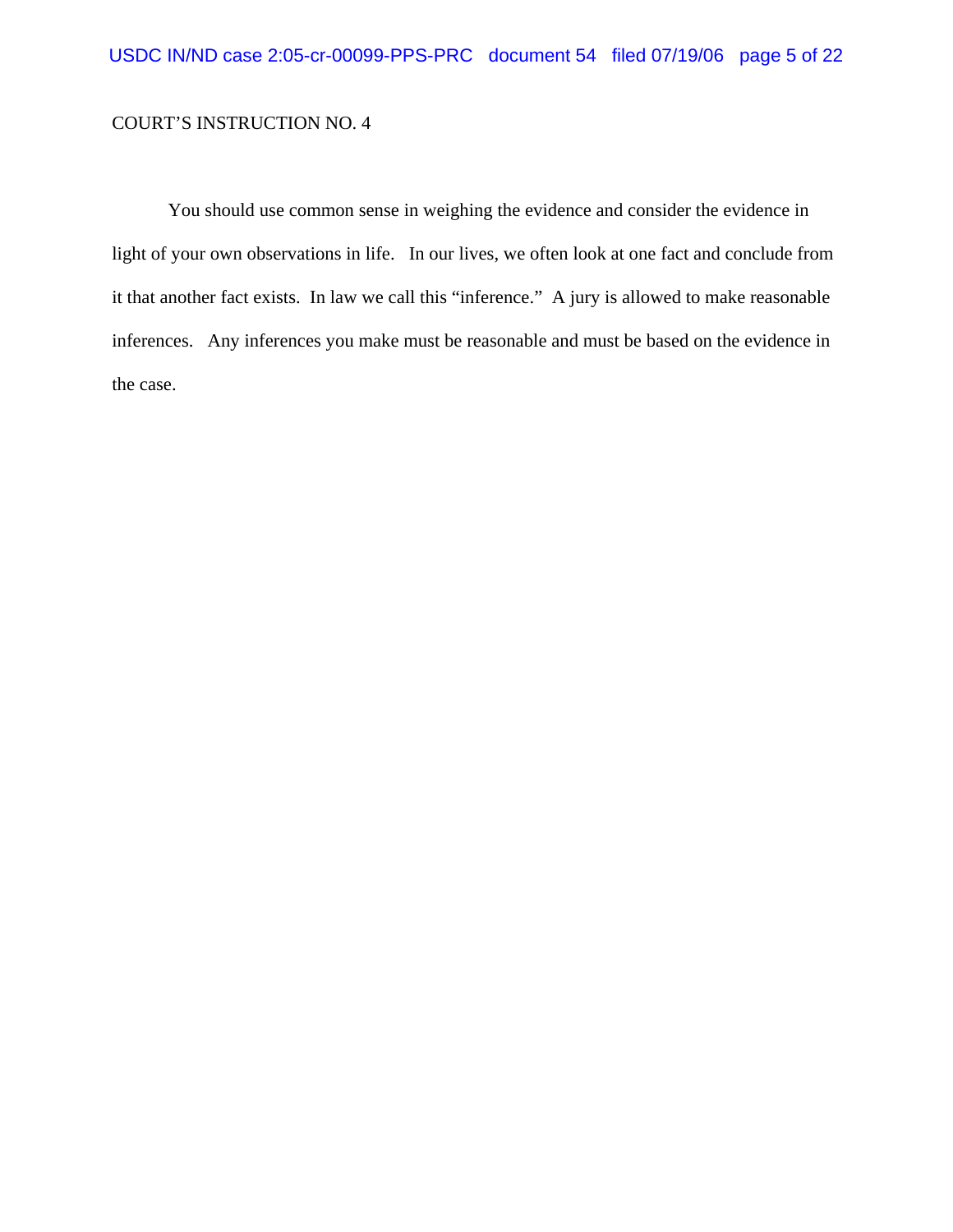COURT'S INSTRUCTION NO. 4

You should use common sense in weighing the evidence and consider the evidence in light of your own observations in life. In our lives, we often look at one fact and conclude from it that another fact exists. In law we call this "inference." A jury is allowed to make reasonable inferences. Any inferences you make must be reasonable and must be based on the evidence in the case.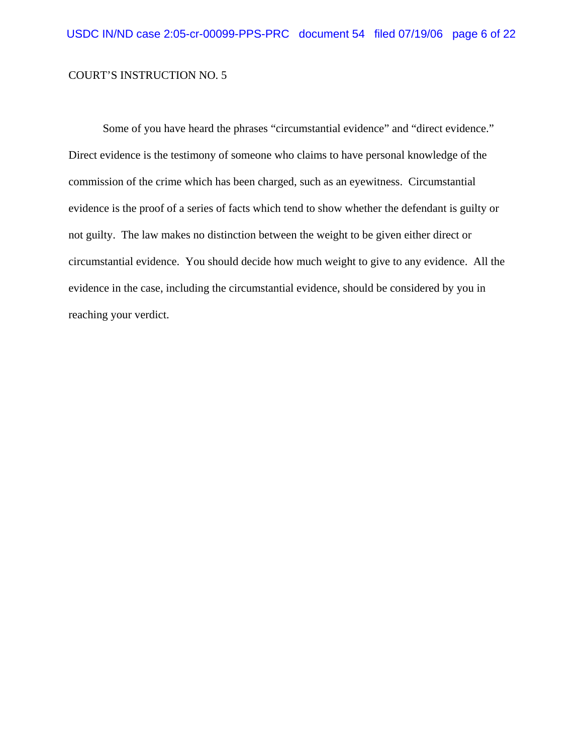COURT’S INSTRUCTION NO. 5

Some of you have heard the phrases “circumstantial evidence” and “direct evidence.” Direct evidence is the testimony of someone who claims to have personal knowledge of the commission of the crime which has been charged, such as an eyewitness. Circumstantial evidence is the proof of a series of facts which tend to show whether the defendant is guilty or not guilty. The law makes no distinction between the weight to be given either direct or circumstantial evidence. You should decide how much weight to give to any evidence. All the evidence in the case, including the circumstantial evidence, should be considered by you in reaching your verdict.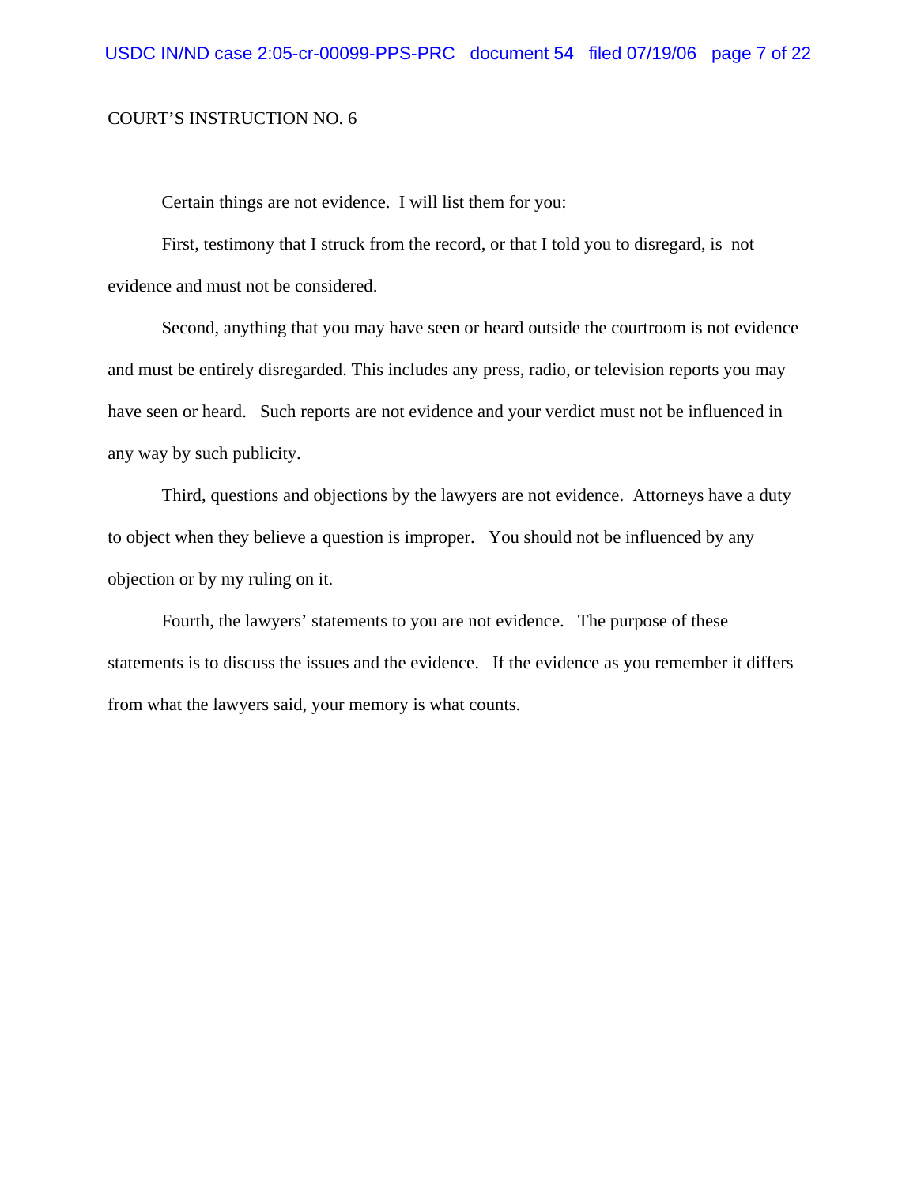COURT'S INSTRUCTION NO. 6

Certain things are not evidence. I will list them for you:

First, testimony that I struck from the record, or that I told you to disregard, is not evidence and must not be considered.

Second, anything that you may have seen or heard outside the courtroom is not evidence and must be entirely disregarded. This includes any press, radio, or television reports you may have seen or heard. Such reports are not evidence and your verdict must not be influenced in any way by such publicity.

Third, questions and objections by the lawyers are not evidence. Attorneys have a duty to object when they believe a question is improper. You should not be influenced by any objection or by my ruling on it.

Fourth, the lawyers' statements to you are not evidence. The purpose of these statements is to discuss the issues and the evidence. If the evidence as you remember it differs from what the lawyers said, your memory is what counts.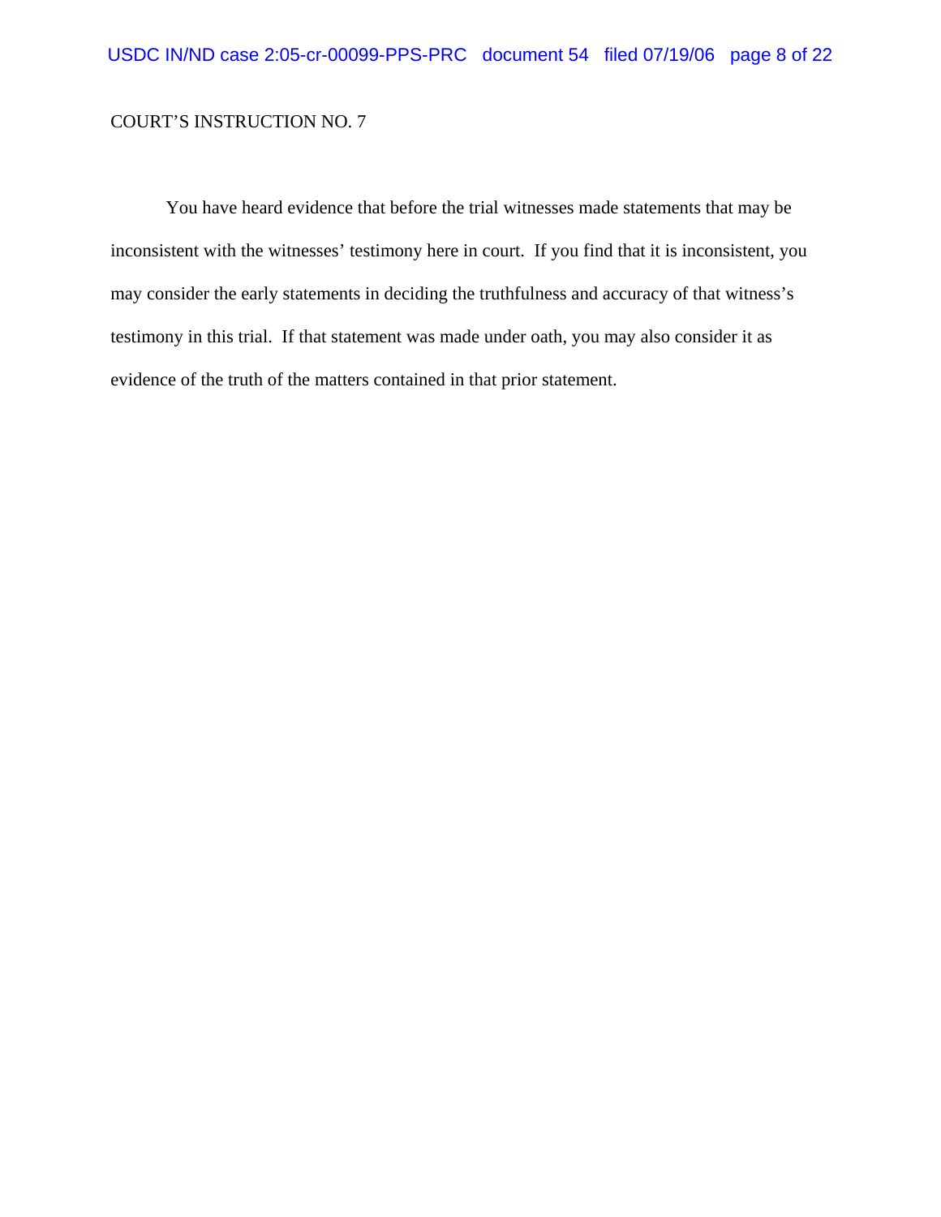COURT'S INSTRUCTION NO. 7

You have heard evidence that before the trial witnesses made statements that may be inconsistent with the witnesses' testimony here in court. If you find that it is inconsistent, you may consider the early statements in deciding the truthfulness and accuracy of that witness's testimony in this trial. If that statement was made under oath, you may also consider it as evidence of the truth of the matters contained in that prior statement.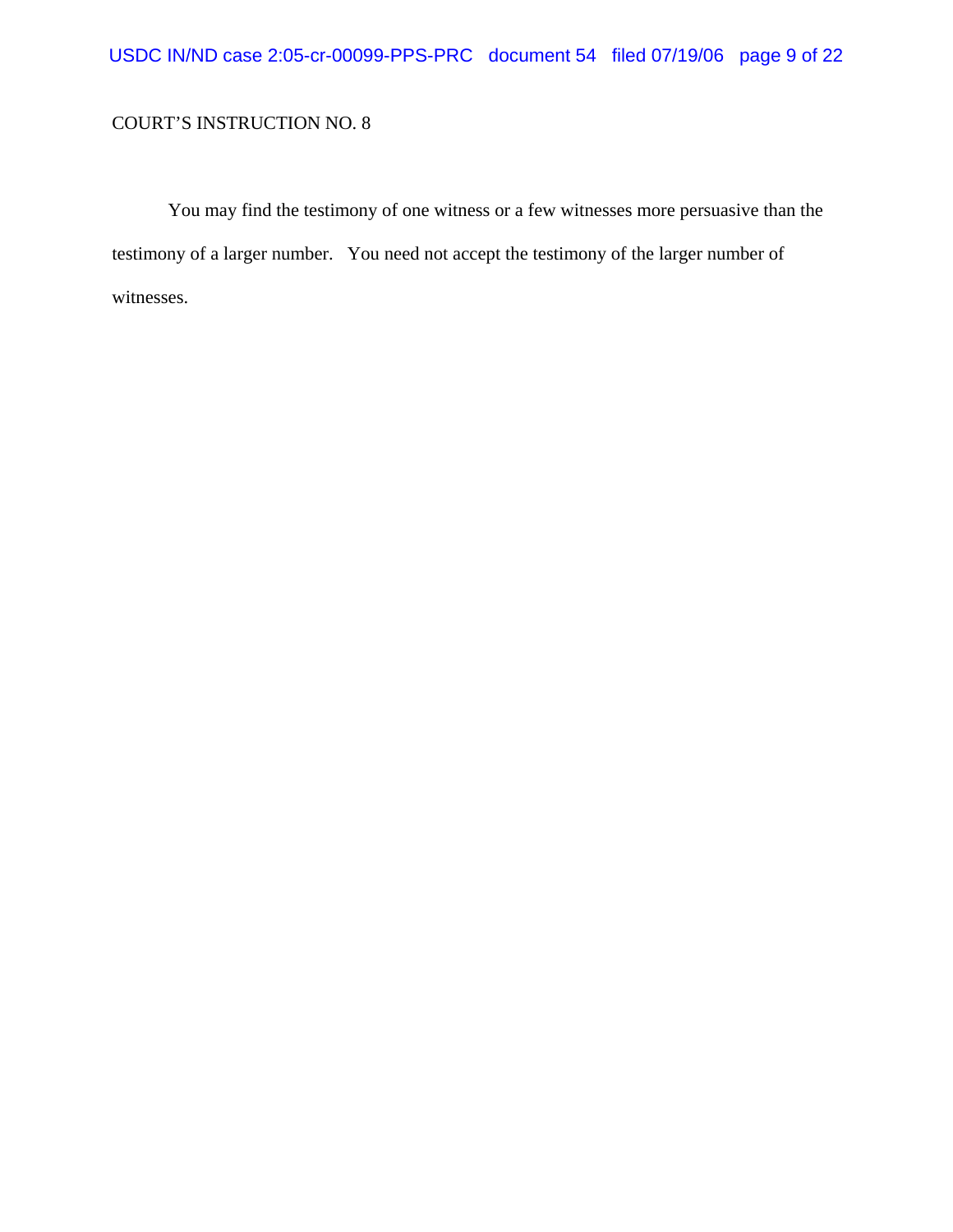COURT’S INSTRUCTION NO. 8

You may find the testimony of one witness or a few witnesses more persuasive than the testimony of a larger number. You need not accept the testimony of the larger number of witnesses.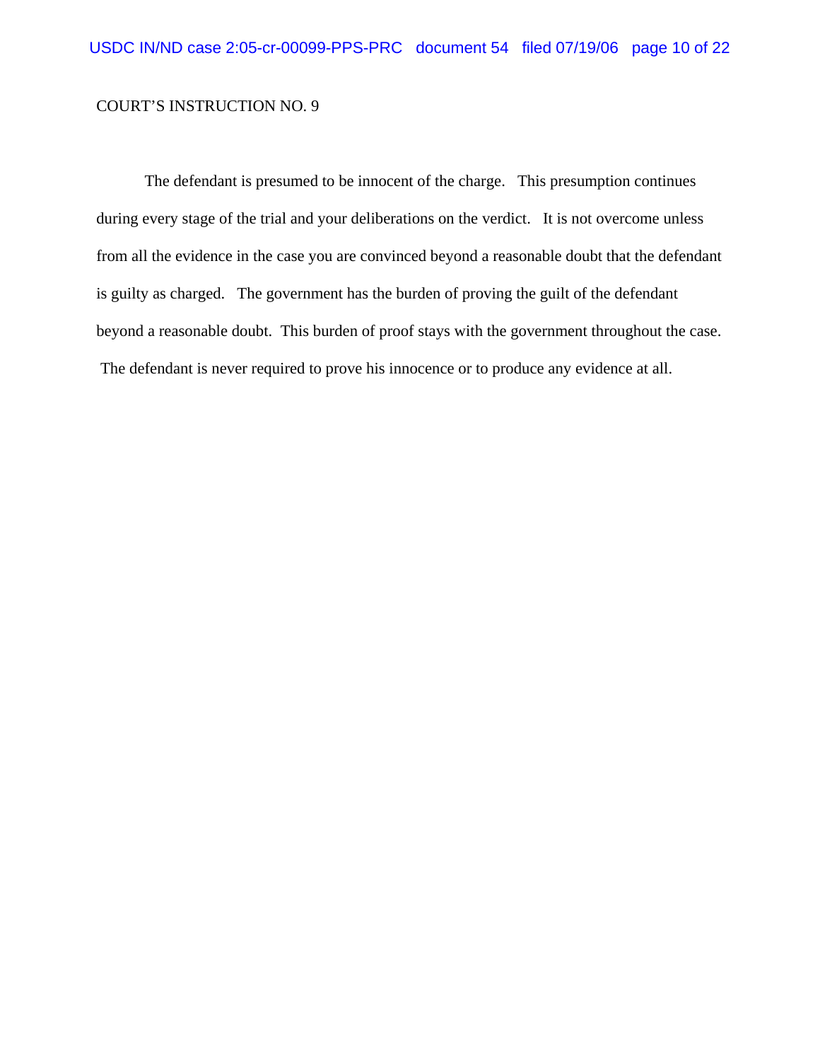COURT'S INSTRUCTION NO. 9

The defendant is presumed to be innocent of the charge. This presumption continues during every stage of the trial and your deliberations on the verdict. It is not overcome unless from all the evidence in the case you are convinced beyond a reasonable doubt that the defendant is guilty as charged. The government has the burden of proving the guilt of the defendant beyond a reasonable doubt. This burden of proof stays with the government throughout the case. The defendant is never required to prove his innocence or to produce any evidence at all.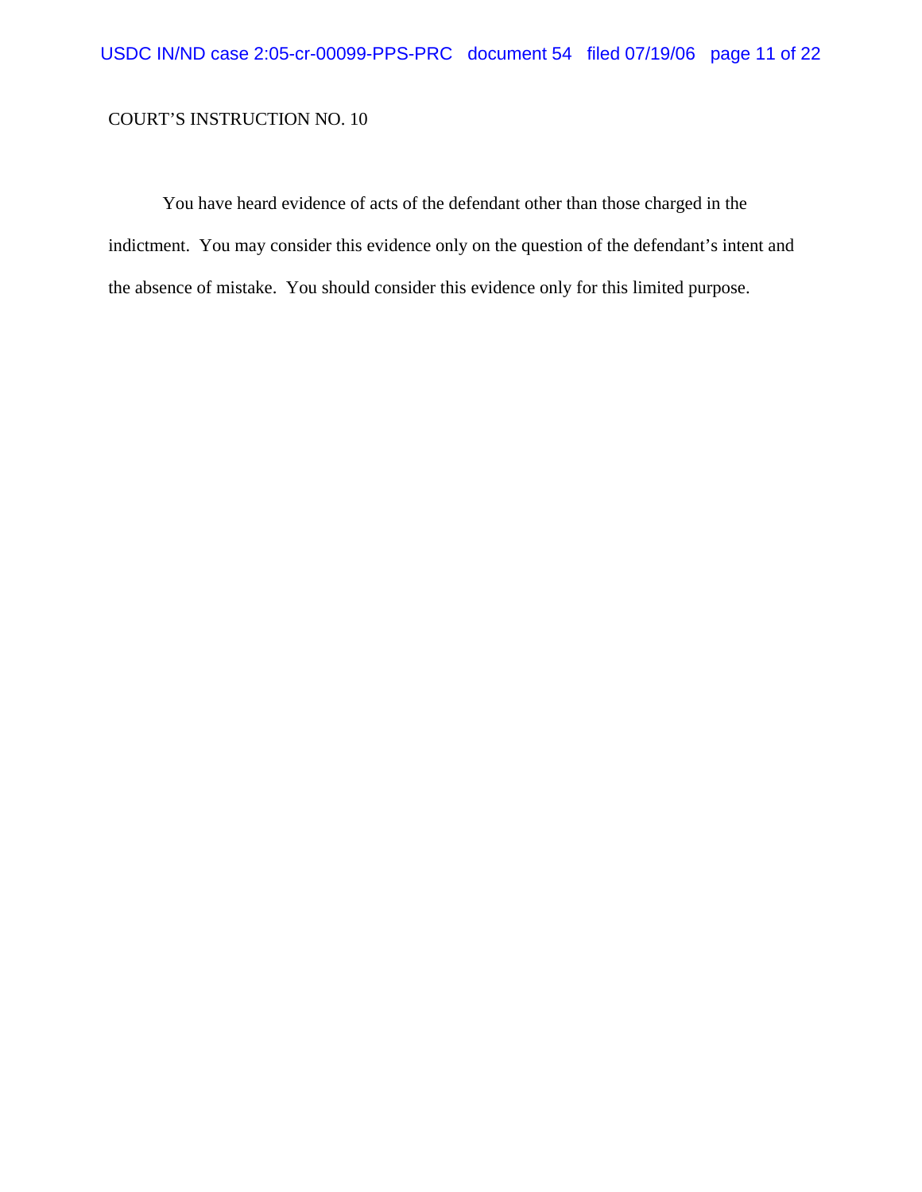COURT'S INSTRUCTION NO. 10

You have heard evidence of acts of the defendant other than those charged in the indictment. You may consider this evidence only on the question of the defendant's intent and the absence of mistake. You should consider this evidence only for this limited purpose.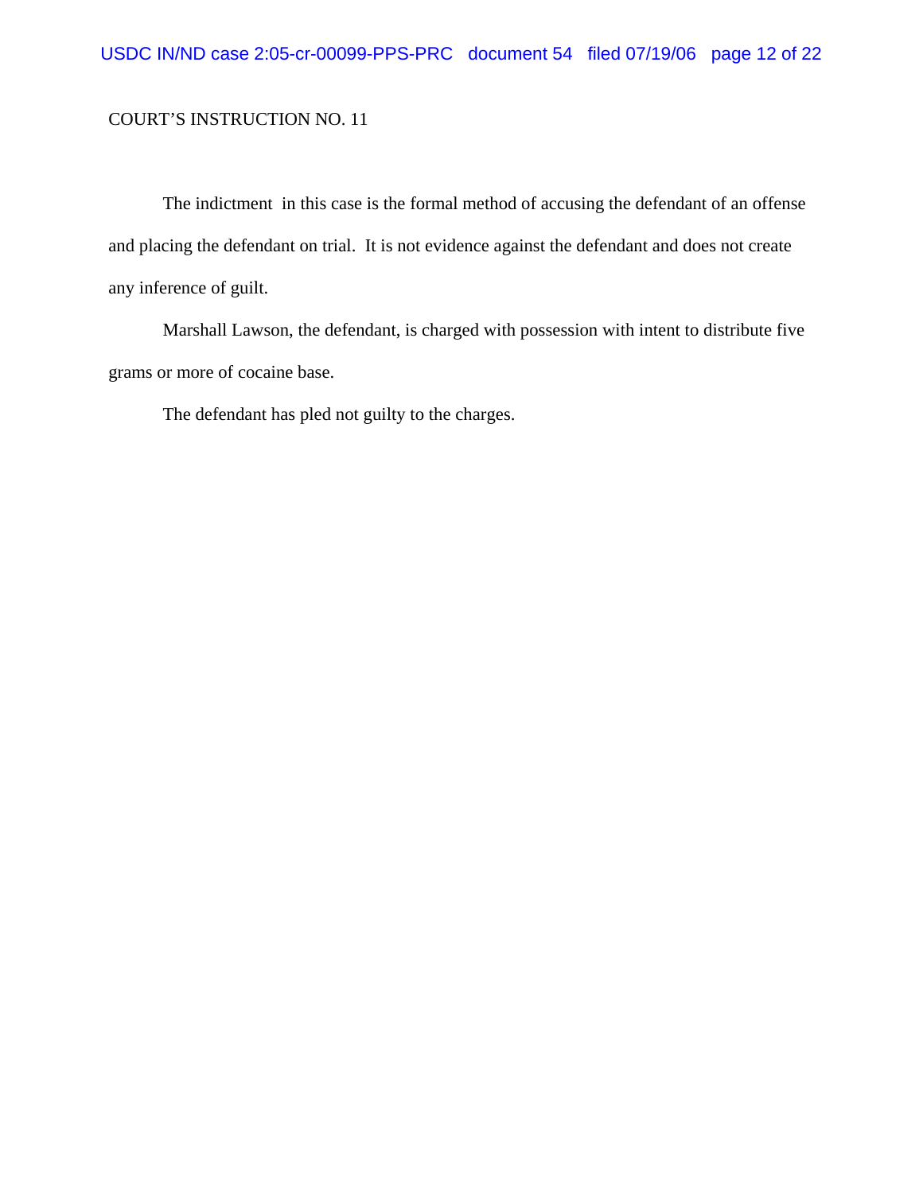COURT'S INSTRUCTION NO. 11

The indictment in this case is the formal method of accusing the defendant of an offense and placing the defendant on trial. It is not evidence against the defendant and does not create any inference of guilt.

Marshall Lawson, the defendant, is charged with possession with intent to distribute five grams or more of cocaine base.

The defendant has pled not guilty to the charges.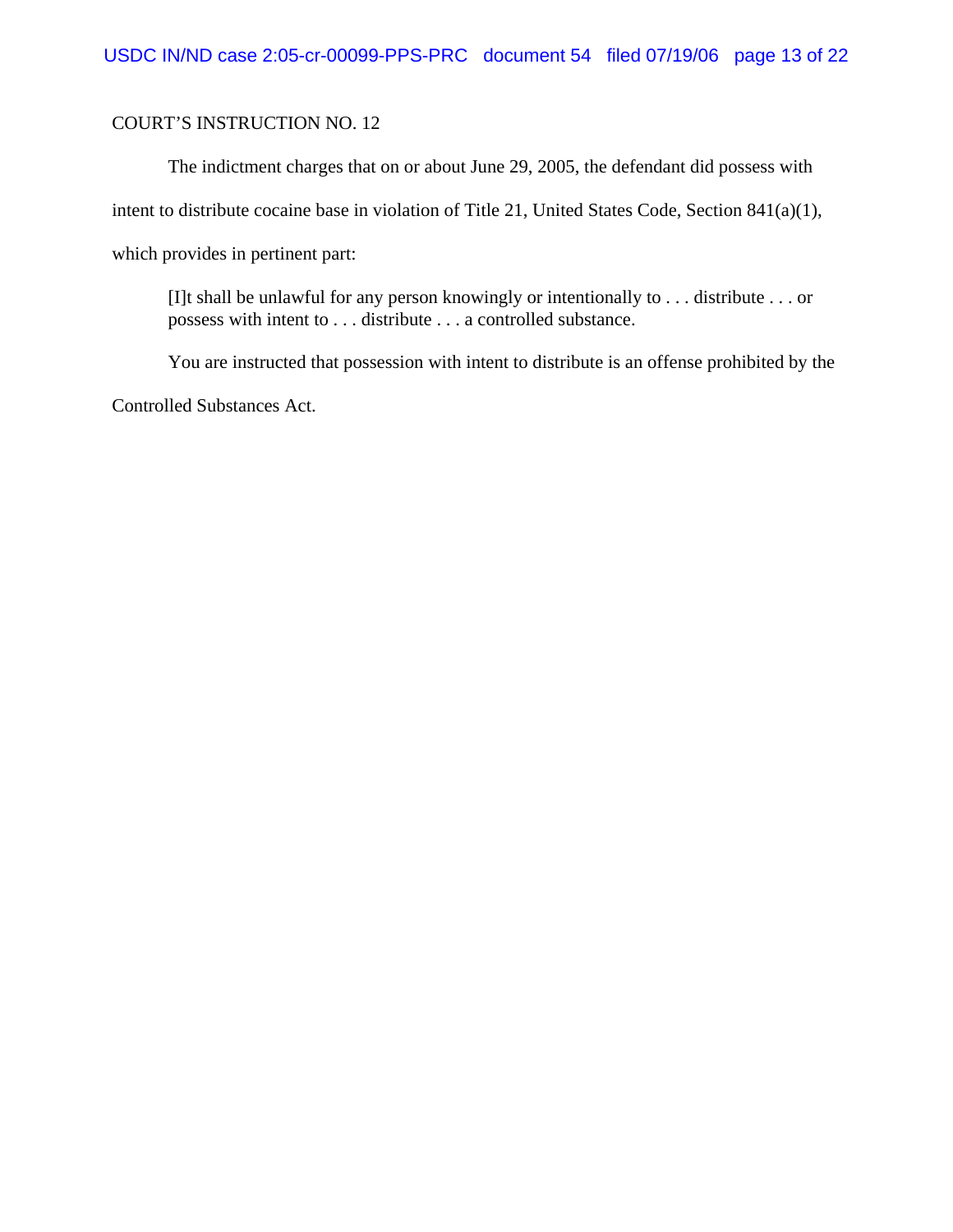COURT'S INSTRUCTION NO. 12

The indictment charges that on or about June 29, 2005, the defendant did possess with intent to distribute cocaine base in violation of Title 21, United States Code, Section 841(a)(1), which provides in pertinent part:

> [I]t shall be unlawful for any person knowingly or intentionally to . . . distribute . . . or possess with intent to . . . distribute . . . a controlled substance.

You are instructed that possession with intent to distribute is an offense prohibited by the Controlled Substances Act.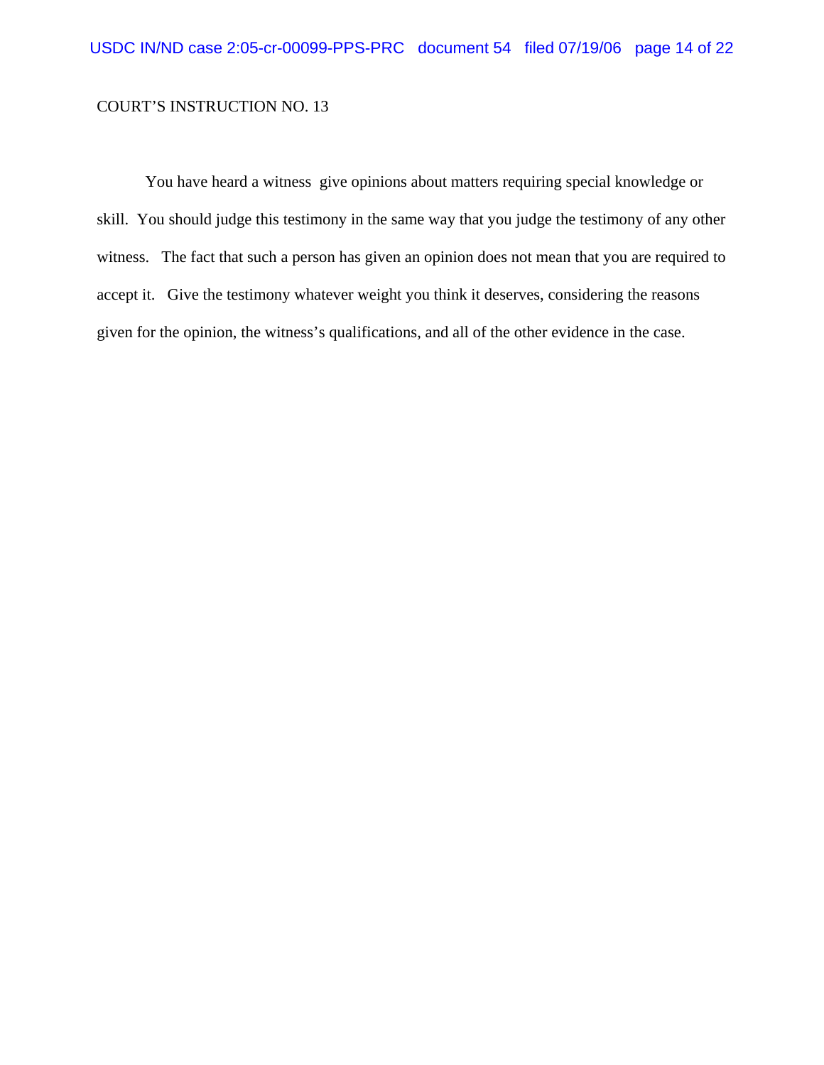COURT'S INSTRUCTION NO. 13

You have heard a witness give opinions about matters requiring special knowledge or skill. You should judge this testimony in the same way that you judge the testimony of any other witness. The fact that such a person has given an opinion does not mean that you are required to accept it. Give the testimony whatever weight you think it deserves, considering the reasons given for the opinion, the witness's qualifications, and all of the other evidence in the case.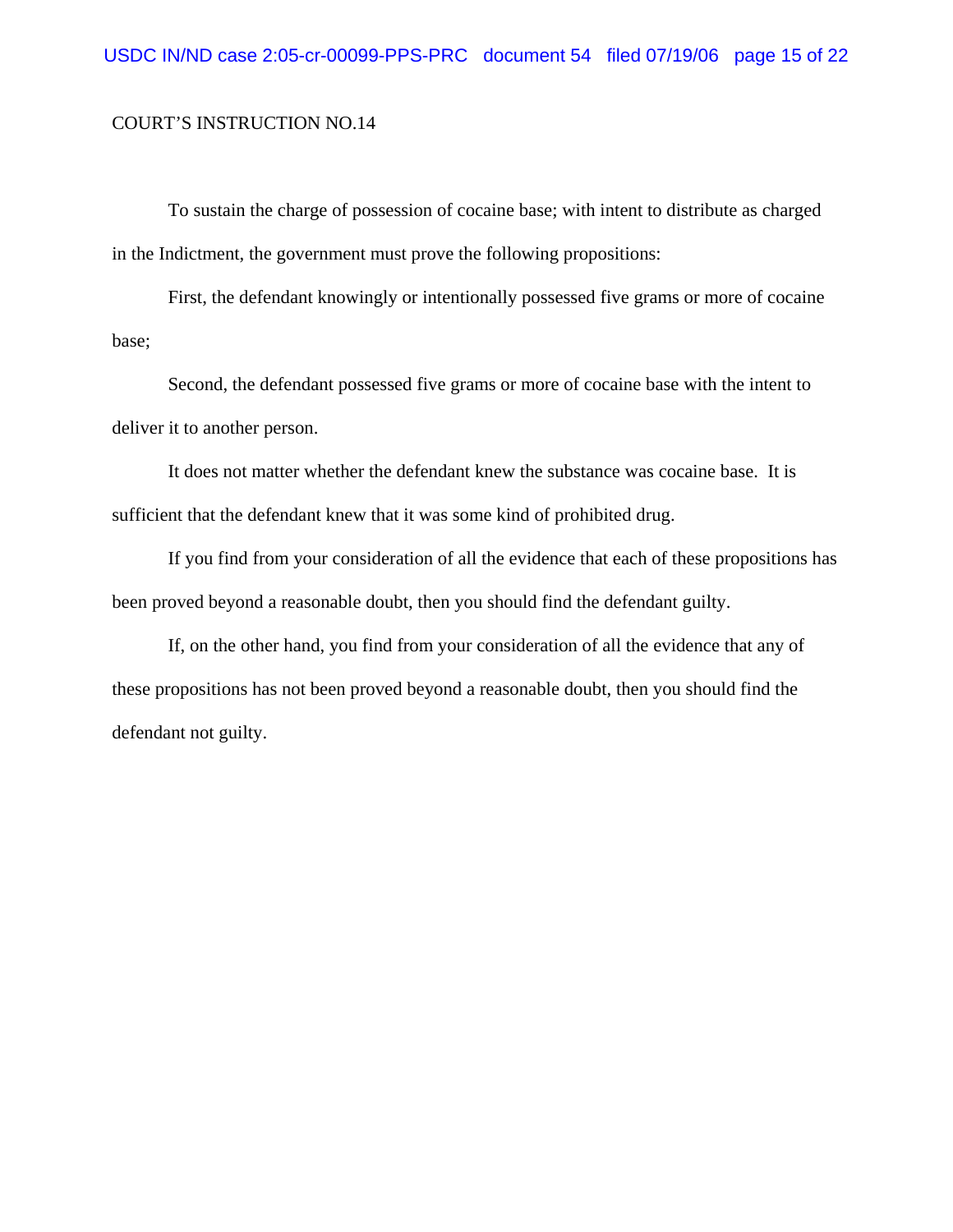COURT'S INSTRUCTION NO.14

To sustain the charge of possession of cocaine base; with intent to distribute as charged in the Indictment, the government must prove the following propositions:

First, the defendant knowingly or intentionally possessed five grams or more of cocaine base;

Second, the defendant possessed five grams or more of cocaine base with the intent to deliver it to another person.

It does not matter whether the defendant knew the substance was cocaine base. It is sufficient that the defendant knew that it was some kind of prohibited drug.

If you find from your consideration of all the evidence that each of these propositions has been proved beyond a reasonable doubt, then you should find the defendant guilty.

If, on the other hand, you find from your consideration of all the evidence that any of these propositions has not been proved beyond a reasonable doubt, then you should find the defendant not guilty.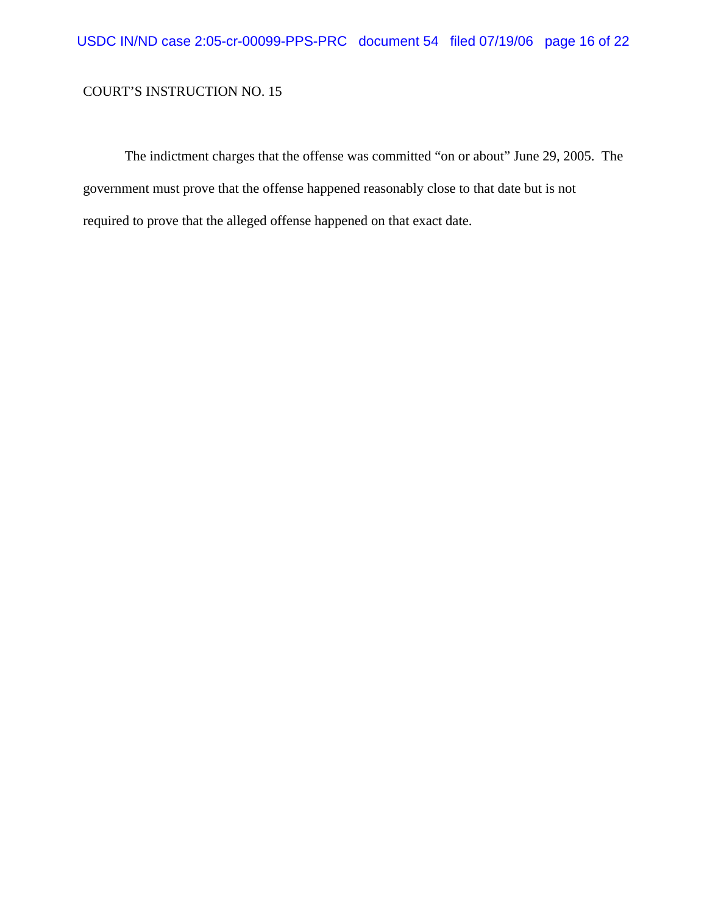COURT’S INSTRUCTION NO. 15

The indictment charges that the offense was committed “on or about” June 29, 2005. The government must prove that the offense happened reasonably close to that date but is not required to prove that the alleged offense happened on that exact date.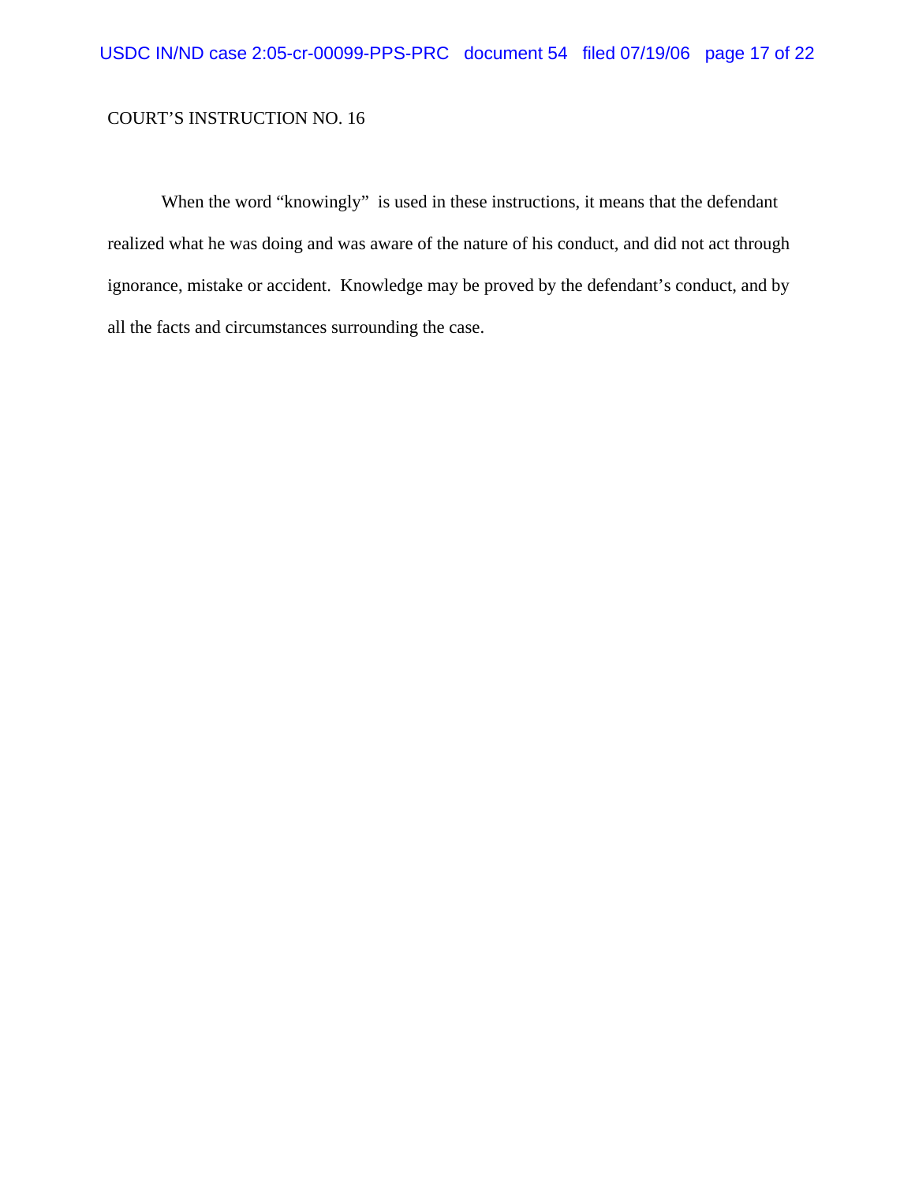COURT'S INSTRUCTION NO. 16

When the word "knowingly" is used in these instructions, it means that the defendant realized what he was doing and was aware of the nature of his conduct, and did not act through ignorance, mistake or accident. Knowledge may be proved by the defendant's conduct, and by all the facts and circumstances surrounding the case.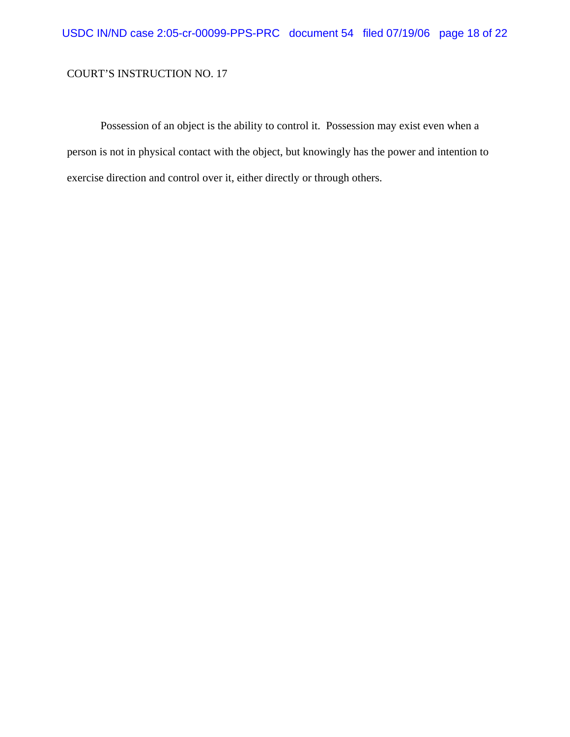COURT'S INSTRUCTION NO. 17

Possession of an object is the ability to control it. Possession may exist even when a person is not in physical contact with the object, but knowingly has the power and intention to exercise direction and control over it, either directly or through others.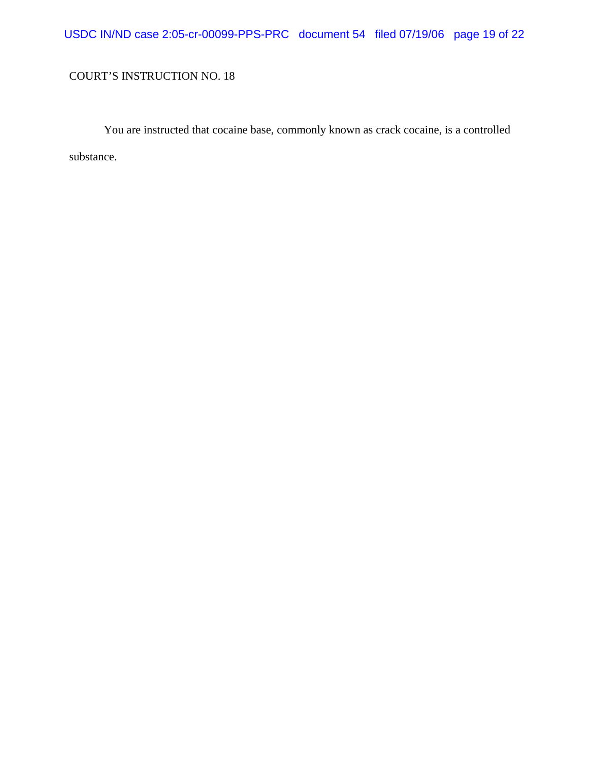COURT'S INSTRUCTION NO. 18

You are instructed that cocaine base, commonly known as crack cocaine, is a controlled substance.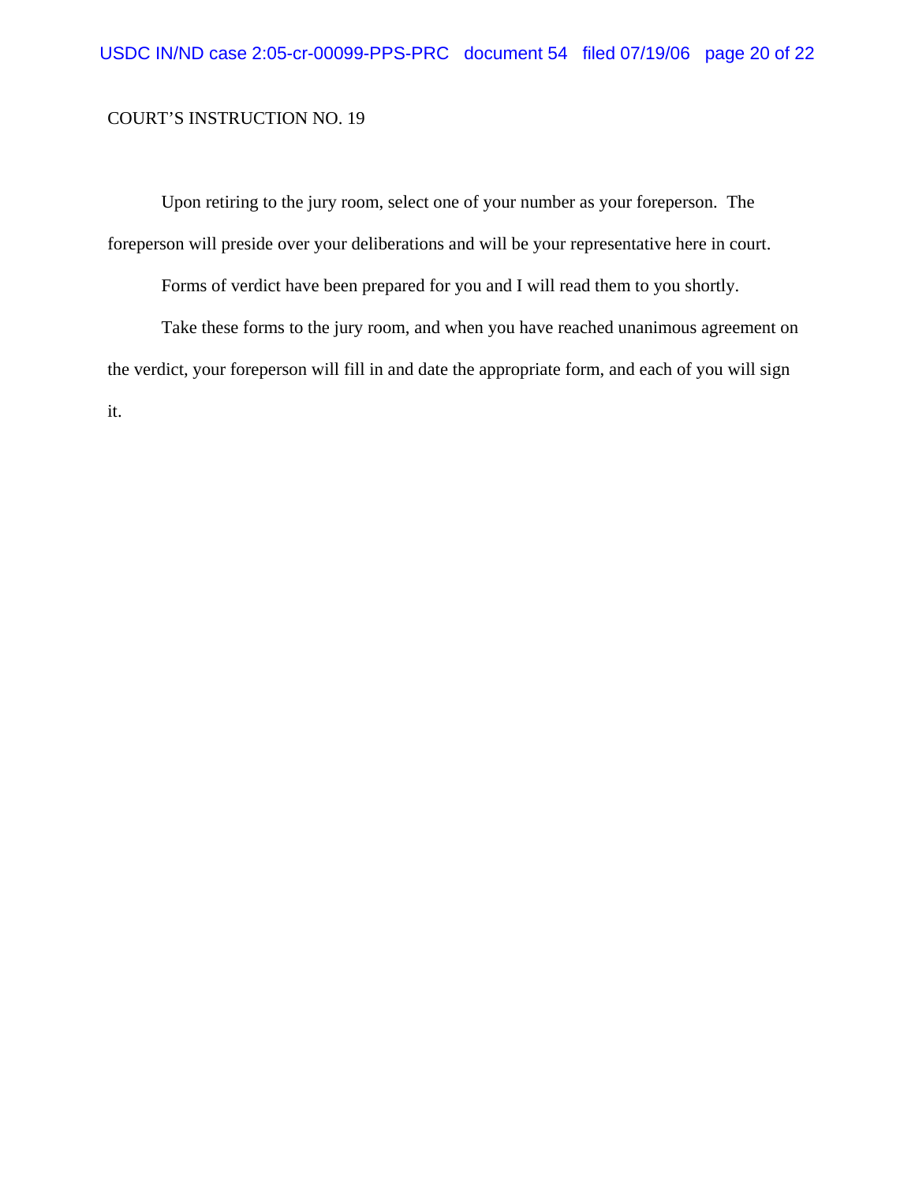COURT'S INSTRUCTION NO. 19

Upon retiring to the jury room, select one of your number as your foreperson. The foreperson will preside over your deliberations and will be your representative here in court.

Forms of verdict have been prepared for you and I will read them to you shortly.

Take these forms to the jury room, and when you have reached unanimous agreement on the verdict, your foreperson will fill in and date the appropriate form, and each of you will sign it.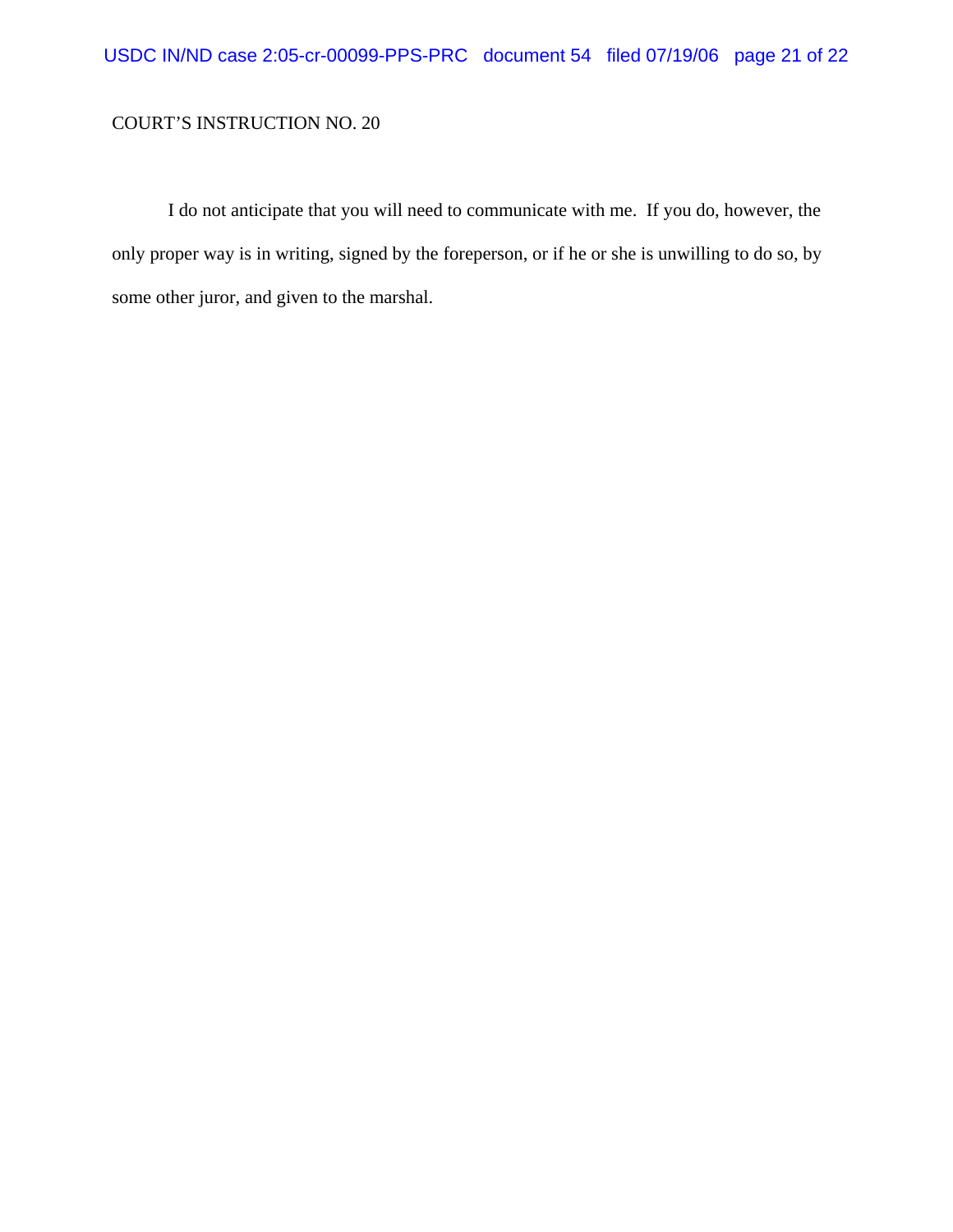COURT’S INSTRUCTION NO. 20

I do not anticipate that you will need to communicate with me. If you do, however, the only proper way is in writing, signed by the foreperson, or if he or she is unwilling to do so, by some other juror, and given to the marshal.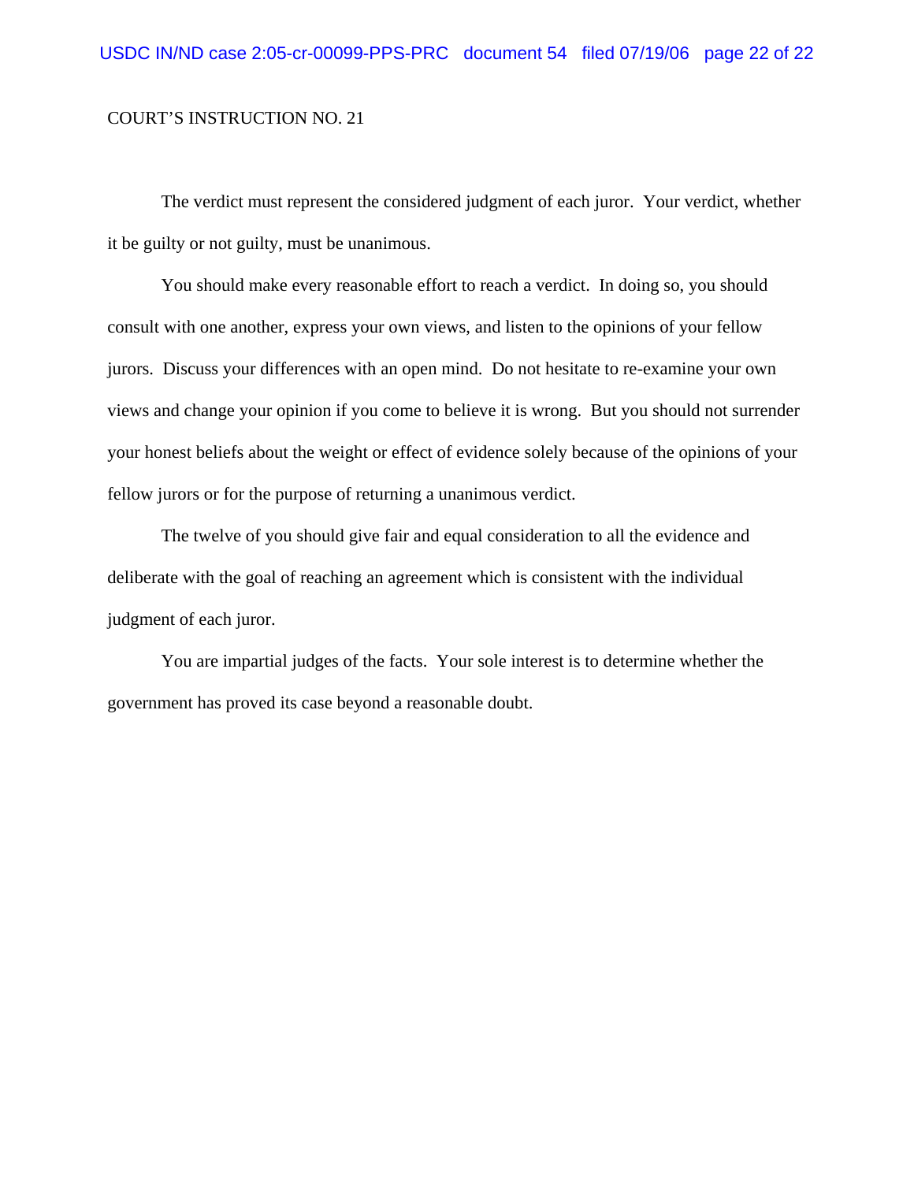COURT'S INSTRUCTION NO. 21

The verdict must represent the considered judgment of each juror. Your verdict, whether it be guilty or not guilty, must be unanimous.

You should make every reasonable effort to reach a verdict. In doing so, you should consult with one another, express your own views, and listen to the opinions of your fellow jurors. Discuss your differences with an open mind. Do not hesitate to re-examine your own views and change your opinion if you come to believe it is wrong. But you should not surrender your honest beliefs about the weight or effect of evidence solely because of the opinions of your fellow jurors or for the purpose of returning a unanimous verdict.

The twelve of you should give fair and equal consideration to all the evidence and deliberate with the goal of reaching an agreement which is consistent with the individual judgment of each juror.

You are impartial judges of the facts. Your sole interest is to determine whether the government has proved its case beyond a reasonable doubt.